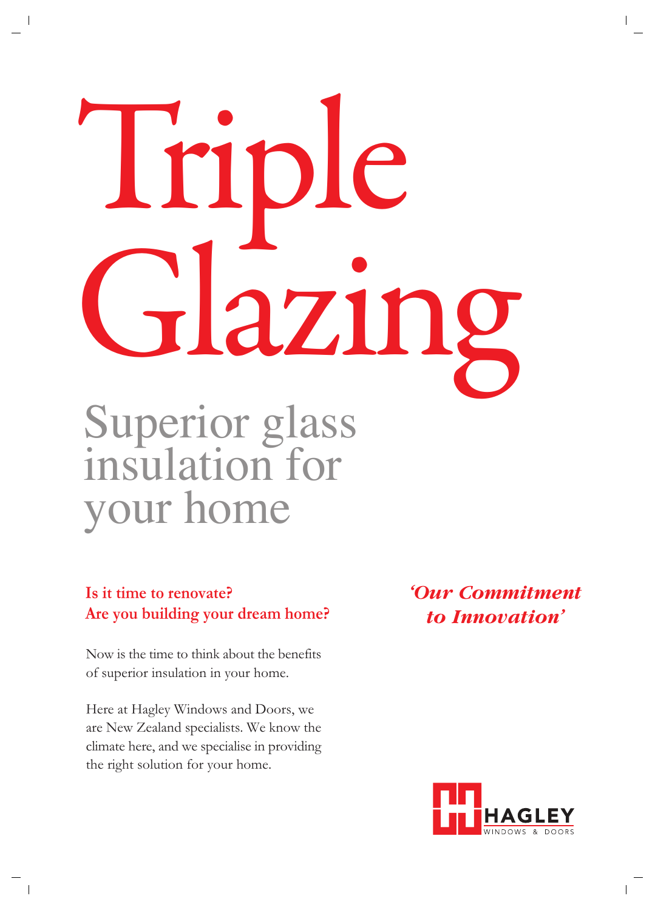# Triple Glazing

## Superior glass insulation for your home

**Is it time to renovate?**
**Are you building your dream home?**

Now is the time to think about the benefits of superior insulation in your home.

Here at Hagley Windows and Doors, we are New Zealand specialists. We know the climate here, and we specialise in providing the right solution for your home.

***'Our Commitment to Innovation'***

HAGLEY
WINDOWS & DOORS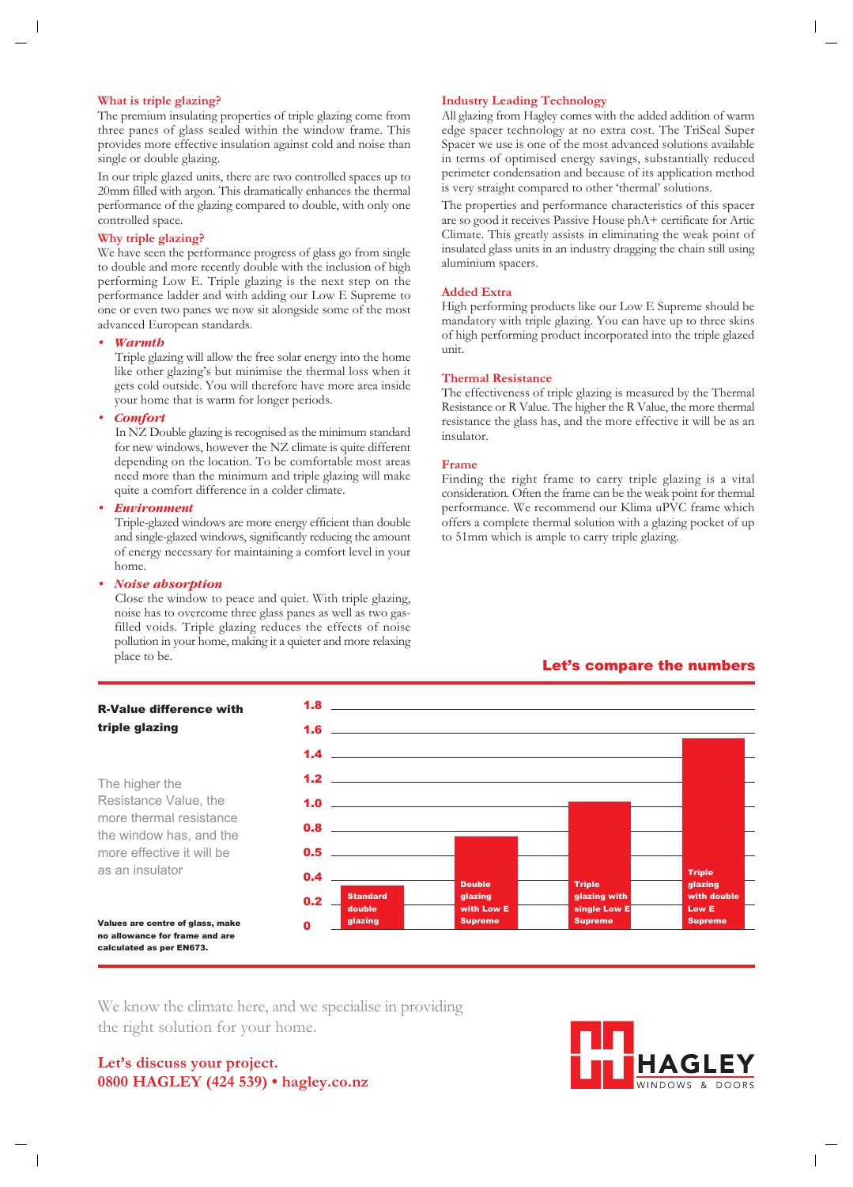### What is triple glazing?

The premium insulating properties of triple glazing come from three panes of glass sealed within the window frame. This provides more effective insulation against cold and noise than single or double glazing.

In our triple glazed units, there are two controlled spaces up to 20mm filled with argon. This dramatically enhances the thermal performance of the glazing compared to double, with only one controlled space.

### Why triple glazing?

We have seen the performance progress of glass go from single to double and more recently double with the inclusion of high performing Low E. Triple glazing is the next step on the performance ladder and with adding our Low E Supreme to one or even two panes we now sit alongside some of the most advanced European standards.

- ***Warmth***
  Triple glazing will allow the free solar energy into the home like other glazing's but minimise the thermal loss when it gets cold outside. You will therefore have more area inside your home that is warm for longer periods.
- ***Comfort***
  In NZ Double glazing is recognised as the minimum standard for new windows, however the NZ climate is quite different depending on the location. To be comfortable most areas need more than the minimum and triple glazing will make quite a comfort difference in a colder climate.
- ***Environment***
  Triple-glazed windows are more energy efficient than double and single-glazed windows, significantly reducing the amount of energy necessary for maintaining a comfort level in your home.
- ***Noise absorption***
  Close the window to peace and quiet. With triple glazing, noise has to overcome three glass panes as well as two gas-filled voids. Triple glazing reduces the effects of noise pollution in your home, making it a quieter and more relaxing place to be.

### Industry Leading Technology

All glazing from Hagley comes with the added addition of warm edge spacer technology at no extra cost. The TriSeal Super Spacer we use is one of the most advanced solutions available in terms of optimised energy savings, substantially reduced perimeter condensation and because of its application method is very straight compared to other 'thermal' solutions.

The properties and performance characteristics of this spacer are so good it receives Passive House phA+ certificate for Artic Climate. This greatly assists in eliminating the weak point of insulated glass units in an industry dragging the chain still using aluminium spacers.

### Added Extra

High performing products like our Low E Supreme should be mandatory with triple glazing. You can have up to three skins of high performing product incorporated into the triple glazed unit.

### Thermal Resistance

The effectiveness of triple glazing is measured by the Thermal Resistance or R Value. The higher the R Value, the more thermal resistance the glass has, and the more effective it will be as an insulator.

### Frame

Finding the right frame to carry triple glazing is a vital consideration. Often the frame can be the weak point for thermal performance. We recommend our Klima uPVC frame which offers a complete thermal solution with a glazing pocket of up to 51mm which is ample to carry triple glazing.

## Let's compare the numbers

**R-Value difference with triple glazing**

The higher the Resistance Value, the more thermal resistance the window has, and the more effective it will be as an insulator

**Values are centre of glass, make no allowance for frame and are calculated as per EN673.**

1.8
1.6
1.4
1.2
1.0
0.8
0.5
0.4
0.2
0

Standard double glazing
Double glazing with Low E Supreme
Triple glazing with single Low E Supreme
Triple glazing with double Low E Supreme

We know the climate here, and we specialise in providing the right solution for your home.

**Let's discuss your project.**
**0800 HAGLEY (424 539) • hagley.co.nz**

HAGLEY WINDOWS & DOORS